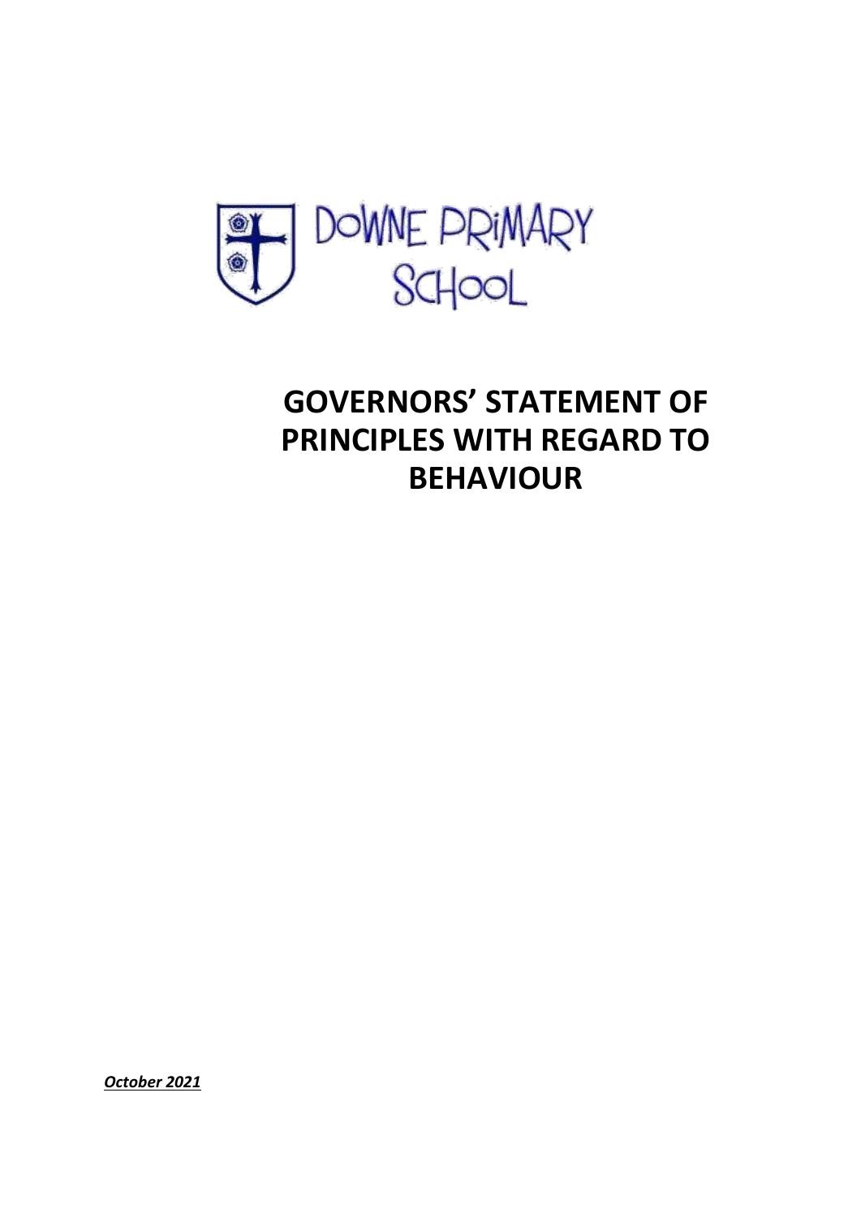DOWNE PRIMARY SCHOOL

# GOVERNORS' STATEMENT OF PRINCIPLES WITH REGARD TO BEHAVIOUR

***October 2021***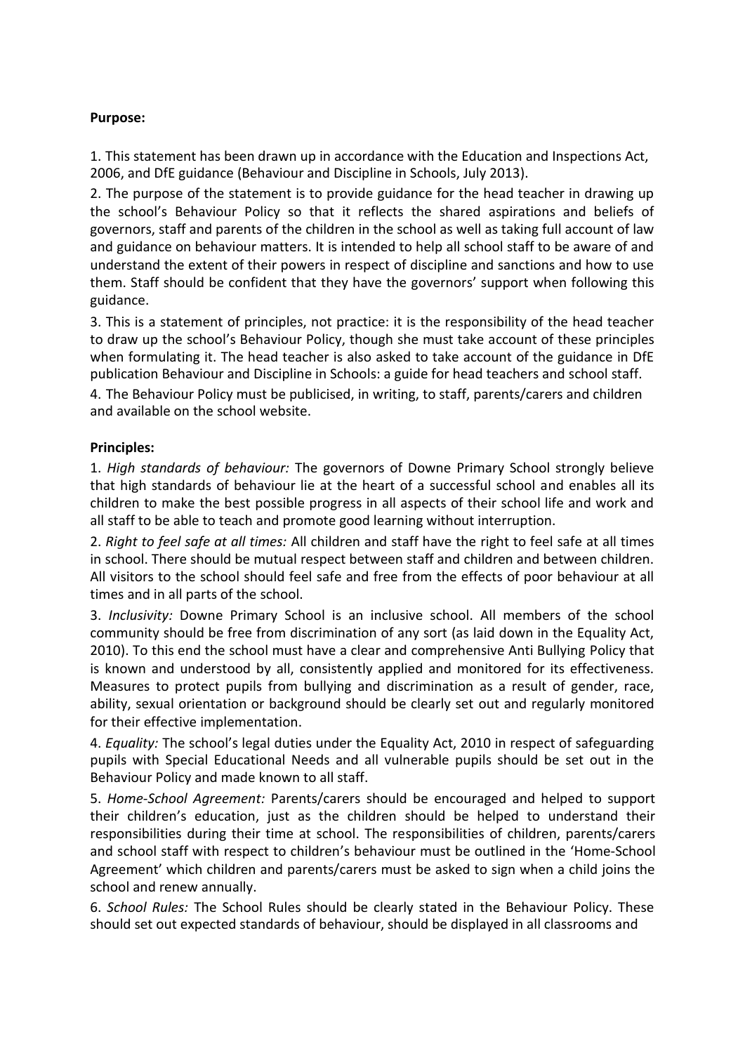**Purpose:**

1. This statement has been drawn up in accordance with the Education and Inspections Act, 2006, and DfE guidance (Behaviour and Discipline in Schools, July 2013).

2. The purpose of the statement is to provide guidance for the head teacher in drawing up the school's Behaviour Policy so that it reflects the shared aspirations and beliefs of governors, staff and parents of the children in the school as well as taking full account of law and guidance on behaviour matters. It is intended to help all school staff to be aware of and understand the extent of their powers in respect of discipline and sanctions and how to use them. Staff should be confident that they have the governors' support when following this guidance.

3. This is a statement of principles, not practice: it is the responsibility of the head teacher to draw up the school's Behaviour Policy, though she must take account of these principles when formulating it. The head teacher is also asked to take account of the guidance in DfE publication Behaviour and Discipline in Schools: a guide for head teachers and school staff.

4. The Behaviour Policy must be publicised, in writing, to staff, parents/carers and children and available on the school website.

**Principles:**

1. *High standards of behaviour:* The governors of Downe Primary School strongly believe that high standards of behaviour lie at the heart of a successful school and enables all its children to make the best possible progress in all aspects of their school life and work and all staff to be able to teach and promote good learning without interruption.

2. *Right to feel safe at all times:* All children and staff have the right to feel safe at all times in school. There should be mutual respect between staff and children and between children. All visitors to the school should feel safe and free from the effects of poor behaviour at all times and in all parts of the school.

3. *Inclusivity:* Downe Primary School is an inclusive school. All members of the school community should be free from discrimination of any sort (as laid down in the Equality Act, 2010). To this end the school must have a clear and comprehensive Anti Bullying Policy that is known and understood by all, consistently applied and monitored for its effectiveness. Measures to protect pupils from bullying and discrimination as a result of gender, race, ability, sexual orientation or background should be clearly set out and regularly monitored for their effective implementation.

4. *Equality:* The school's legal duties under the Equality Act, 2010 in respect of safeguarding pupils with Special Educational Needs and all vulnerable pupils should be set out in the Behaviour Policy and made known to all staff.

5. *Home-School Agreement:* Parents/carers should be encouraged and helped to support their children's education, just as the children should be helped to understand their responsibilities during their time at school. The responsibilities of children, parents/carers and school staff with respect to children's behaviour must be outlined in the 'Home-School Agreement' which children and parents/carers must be asked to sign when a child joins the school and renew annually.

6. *School Rules:* The School Rules should be clearly stated in the Behaviour Policy. These should set out expected standards of behaviour, should be displayed in all classrooms and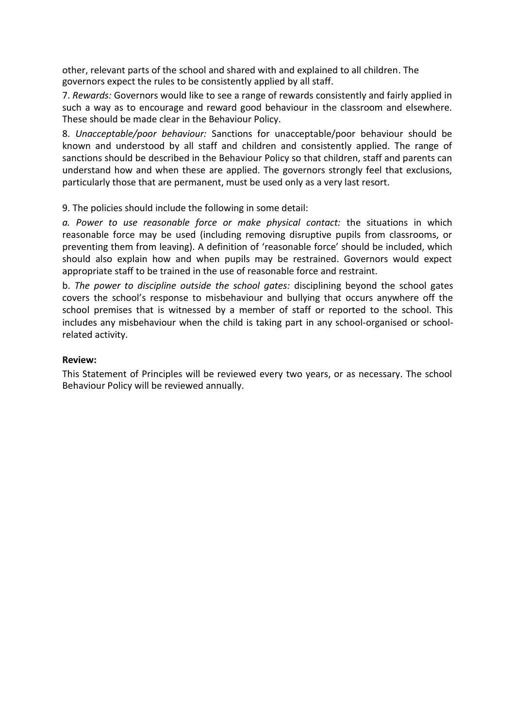other, relevant parts of the school and shared with and explained to all children. The governors expect the rules to be consistently applied by all staff.

7. *Rewards:* Governors would like to see a range of rewards consistently and fairly applied in such a way as to encourage and reward good behaviour in the classroom and elsewhere. These should be made clear in the Behaviour Policy.

8. *Unacceptable/poor behaviour:* Sanctions for unacceptable/poor behaviour should be known and understood by all staff and children and consistently applied. The range of sanctions should be described in the Behaviour Policy so that children, staff and parents can understand how and when these are applied. The governors strongly feel that exclusions, particularly those that are permanent, must be used only as a very last resort.

9. The policies should include the following in some detail:

*a. Power to use reasonable force or make physical contact:* the situations in which reasonable force may be used (including removing disruptive pupils from classrooms, or preventing them from leaving). A definition of 'reasonable force' should be included, which should also explain how and when pupils may be restrained. Governors would expect appropriate staff to be trained in the use of reasonable force and restraint.

b. *The power to discipline outside the school gates:* disciplining beyond the school gates covers the school's response to misbehaviour and bullying that occurs anywhere off the school premises that is witnessed by a member of staff or reported to the school. This includes any misbehaviour when the child is taking part in any school-organised or school-related activity.

**Review:**

This Statement of Principles will be reviewed every two years, or as necessary. The school Behaviour Policy will be reviewed annually.